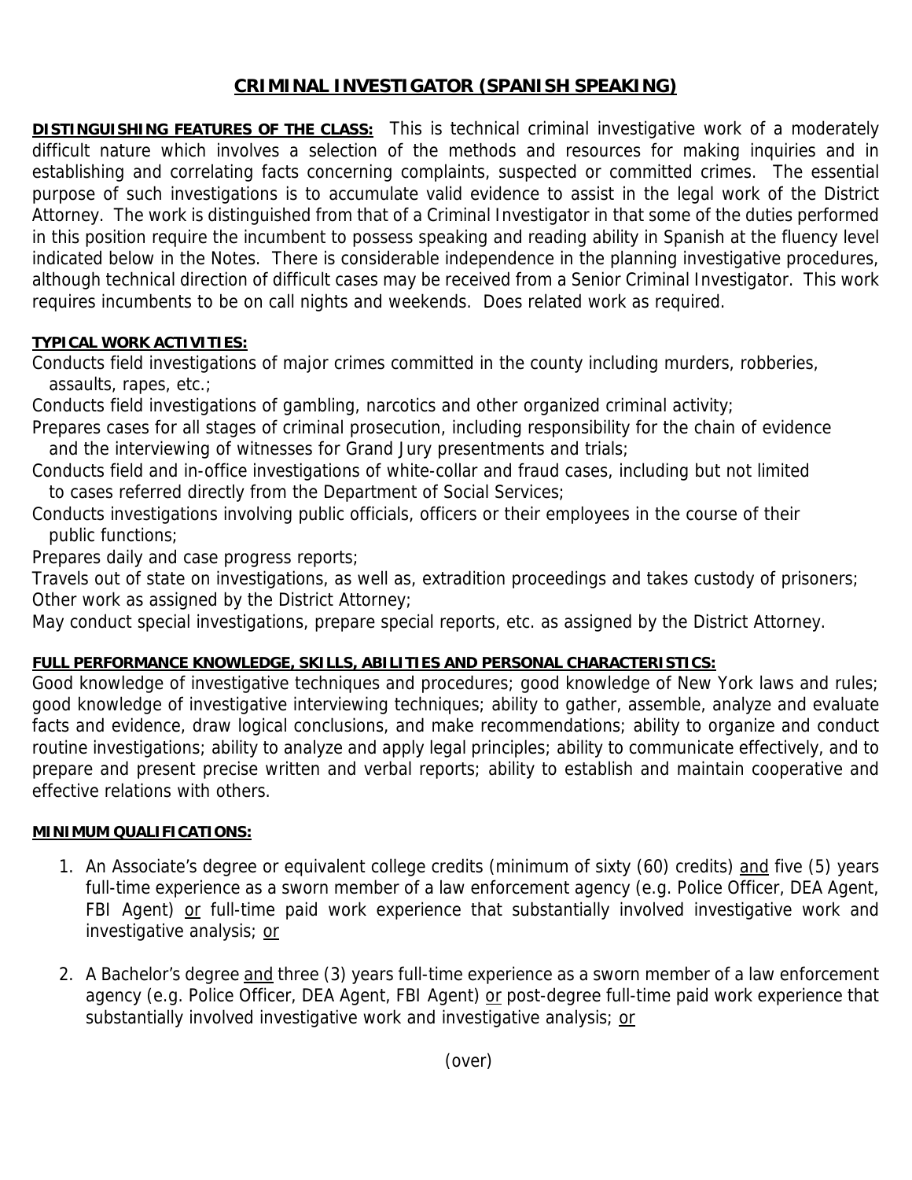# CRIMINAL INVESTIGATOR (SPANISH SPEAKING)

**DISTINGUISHING FEATURES OF THE CLASS:** This is technical criminal investigative work of a moderately difficult nature which involves a selection of the methods and resources for making inquiries and in establishing and correlating facts concerning complaints, suspected or committed crimes. The essential purpose of such investigations is to accumulate valid evidence to assist in the legal work of the District Attorney. The work is distinguished from that of a Criminal Investigator in that some of the duties performed in this position require the incumbent to possess speaking and reading ability in Spanish at the fluency level indicated below in the Notes. There is considerable independence in the planning investigative procedures, although technical direction of difficult cases may be received from a Senior Criminal Investigator. This work requires incumbents to be on call nights and weekends. Does related work as required.

**TYPICAL WORK ACTIVITIES:**

Conducts field investigations of major crimes committed in the county including murders, robberies, assaults, rapes, etc.;

Conducts field investigations of gambling, narcotics and other organized criminal activity;

Prepares cases for all stages of criminal prosecution, including responsibility for the chain of evidence and the interviewing of witnesses for Grand Jury presentments and trials;

Conducts field and in-office investigations of white-collar and fraud cases, including but not limited to cases referred directly from the Department of Social Services;

Conducts investigations involving public officials, officers or their employees in the course of their public functions;

Prepares daily and case progress reports;

Travels out of state on investigations, as well as, extradition proceedings and takes custody of prisoners;

Other work as assigned by the District Attorney;

May conduct special investigations, prepare special reports, etc. as assigned by the District Attorney.

**FULL PERFORMANCE KNOWLEDGE, SKILLS, ABILITIES AND PERSONAL CHARACTERISTICS:**

Good knowledge of investigative techniques and procedures; good knowledge of New York laws and rules; good knowledge of investigative interviewing techniques; ability to gather, assemble, analyze and evaluate facts and evidence, draw logical conclusions, and make recommendations; ability to organize and conduct routine investigations; ability to analyze and apply legal principles; ability to communicate effectively, and to prepare and present precise written and verbal reports; ability to establish and maintain cooperative and effective relations with others.

**MINIMUM QUALIFICATIONS:**

1. An Associate's degree or equivalent college credits (minimum of sixty (60) credits) and five (5) years full-time experience as a sworn member of a law enforcement agency (e.g. Police Officer, DEA Agent, FBI Agent) or full-time paid work experience that substantially involved investigative work and investigative analysis; or

2. A Bachelor's degree and three (3) years full-time experience as a sworn member of a law enforcement agency (e.g. Police Officer, DEA Agent, FBI Agent) or post-degree full-time paid work experience that substantially involved investigative work and investigative analysis; or

(over)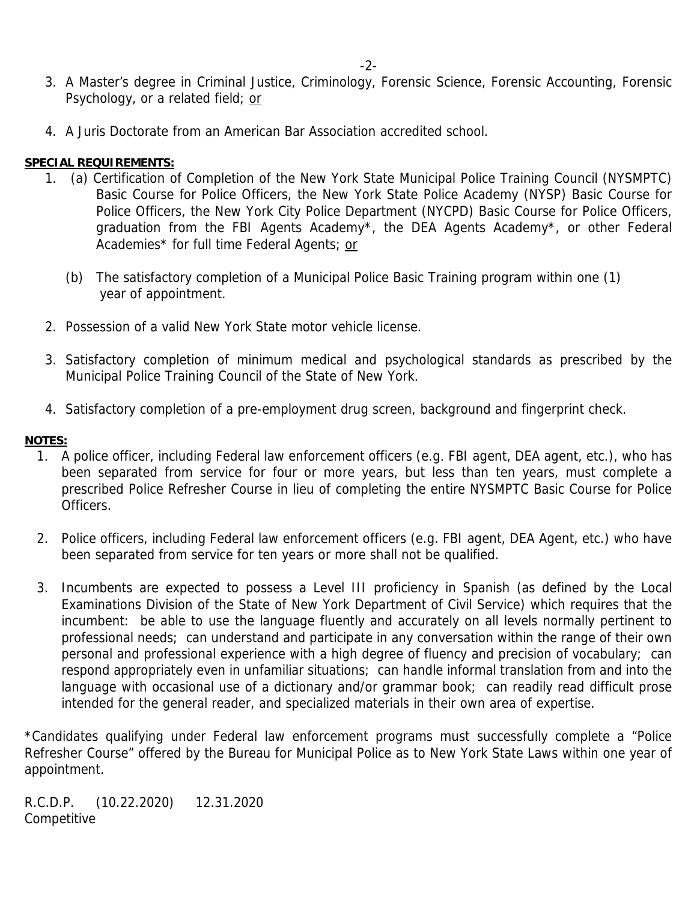3. A Master's degree in Criminal Justice, Criminology, Forensic Science, Forensic Accounting, Forensic Psychology, or a related field; <u>or</u>

4. A Juris Doctorate from an American Bar Association accredited school.

**SPECIAL REQUIREMENTS:**

1. (a) Certification of Completion of the New York State Municipal Police Training Council (NYSMPTC) Basic Course for Police Officers, the New York State Police Academy (NYSP) Basic Course for Police Officers, the New York City Police Department (NYCPD) Basic Course for Police Officers, graduation from the FBI Agents Academy*, the DEA Agents Academy*, or other Federal Academies* for full time Federal Agents; <u>or</u>

   (b) The satisfactory completion of a Municipal Police Basic Training program within one (1) year of appointment.

2. Possession of a valid New York State motor vehicle license.

3. Satisfactory completion of minimum medical and psychological standards as prescribed by the Municipal Police Training Council of the State of New York.

4. Satisfactory completion of a pre-employment drug screen, background and fingerprint check.

**NOTES:**

1. A police officer, including Federal law enforcement officers (e.g. FBI agent, DEA agent, etc.), who has been separated from service for four or more years, but less than ten years, must complete a prescribed Police Refresher Course in lieu of completing the entire NYSMPTC Basic Course for Police Officers.

2. Police officers, including Federal law enforcement officers (e.g. FBI agent, DEA Agent, etc.) who have been separated from service for ten years or more shall not be qualified.

3. Incumbents are expected to possess a Level III proficiency in Spanish (as defined by the Local Examinations Division of the State of New York Department of Civil Service) which requires that the incumbent: be able to use the language fluently and accurately on all levels normally pertinent to professional needs; can understand and participate in any conversation within the range of their own personal and professional experience with a high degree of fluency and precision of vocabulary; can respond appropriately even in unfamiliar situations; can handle informal translation from and into the language with occasional use of a dictionary and/or grammar book; can readily read difficult prose intended for the general reader, and specialized materials in their own area of expertise.

*Candidates qualifying under Federal law enforcement programs must successfully complete a "Police Refresher Course" offered by the Bureau for Municipal Police as to New York State Laws within one year of appointment.

R.C.D.P. (10.22.2020) 12.31.2020
Competitive